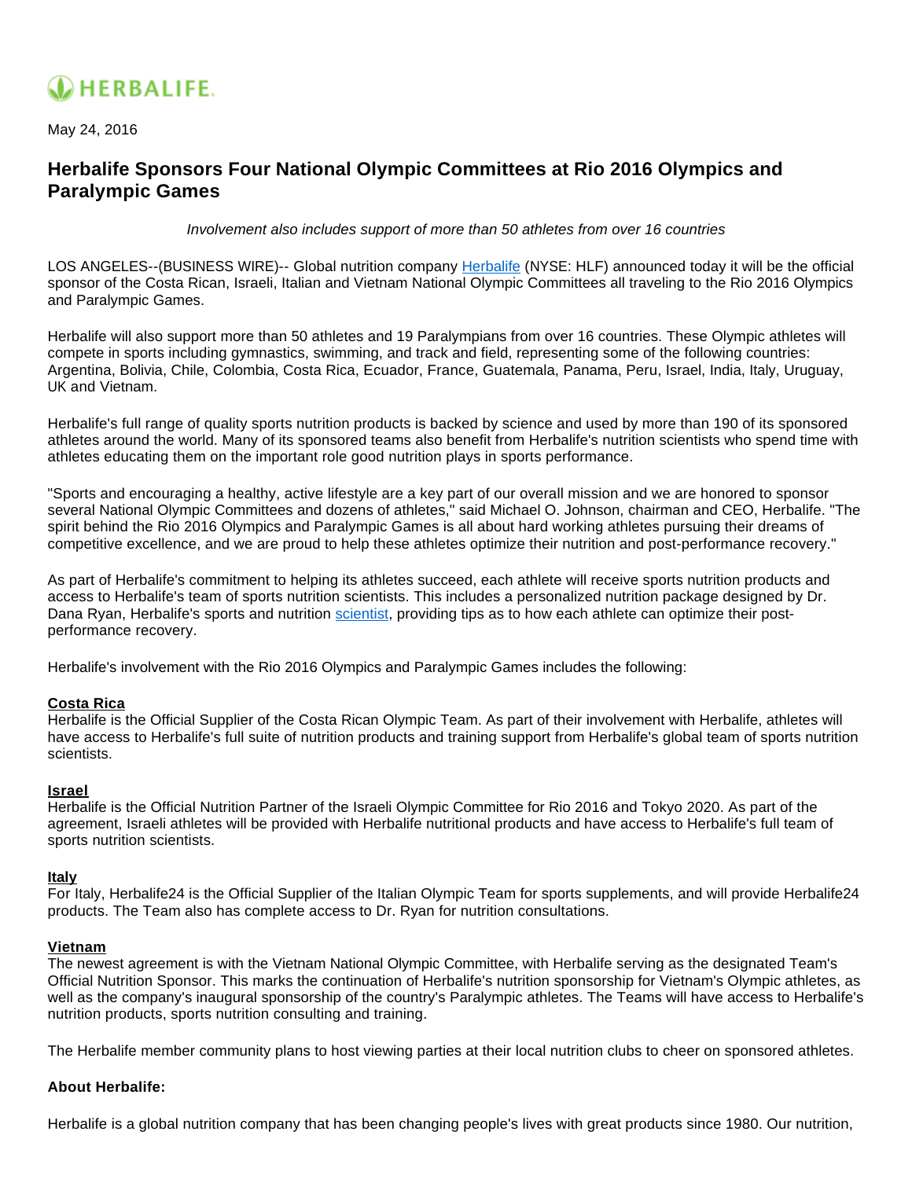HERBALIFE.

May 24, 2016

# Herbalife Sponsors Four National Olympic Committees at Rio 2016 Olympics and Paralympic Games

*Involvement also includes support of more than 50 athletes from over 16 countries*

LOS ANGELES--(BUSINESS WIRE)-- Global nutrition company [Herbalife](#) (NYSE: HLF) announced today it will be the official sponsor of the Costa Rican, Israeli, Italian and Vietnam National Olympic Committees all traveling to the Rio 2016 Olympics and Paralympic Games.

Herbalife will also support more than 50 athletes and 19 Paralympians from over 16 countries. These Olympic athletes will compete in sports including gymnastics, swimming, and track and field, representing some of the following countries: Argentina, Bolivia, Chile, Colombia, Costa Rica, Ecuador, France, Guatemala, Panama, Peru, Israel, India, Italy, Uruguay, UK and Vietnam.

Herbalife's full range of quality sports nutrition products is backed by science and used by more than 190 of its sponsored athletes around the world. Many of its sponsored teams also benefit from Herbalife's nutrition scientists who spend time with athletes educating them on the important role good nutrition plays in sports performance.

"Sports and encouraging a healthy, active lifestyle are a key part of our overall mission and we are honored to sponsor several National Olympic Committees and dozens of athletes," said Michael O. Johnson, chairman and CEO, Herbalife. "The spirit behind the Rio 2016 Olympics and Paralympic Games is all about hard working athletes pursuing their dreams of competitive excellence, and we are proud to help these athletes optimize their nutrition and post-performance recovery."

As part of Herbalife's commitment to helping its athletes succeed, each athlete will receive sports nutrition products and access to Herbalife's team of sports nutrition scientists. This includes a personalized nutrition package designed by Dr. Dana Ryan, Herbalife's sports and nutrition [scientist](#), providing tips as to how each athlete can optimize their post-performance recovery.

Herbalife's involvement with the Rio 2016 Olympics and Paralympic Games includes the following:

**Costa Rica**
Herbalife is the Official Supplier of the Costa Rican Olympic Team. As part of their involvement with Herbalife, athletes will have access to Herbalife's full suite of nutrition products and training support from Herbalife's global team of sports nutrition scientists.

**Israel**
Herbalife is the Official Nutrition Partner of the Israeli Olympic Committee for Rio 2016 and Tokyo 2020. As part of the agreement, Israeli athletes will be provided with Herbalife nutritional products and have access to Herbalife's full team of sports nutrition scientists.

**Italy**
For Italy, Herbalife24 is the Official Supplier of the Italian Olympic Team for sports supplements, and will provide Herbalife24 products. The Team also has complete access to Dr. Ryan for nutrition consultations.

**Vietnam**
The newest agreement is with the Vietnam National Olympic Committee, with Herbalife serving as the designated Team's Official Nutrition Sponsor. This marks the continuation of Herbalife's nutrition sponsorship for Vietnam's Olympic athletes, as well as the company's inaugural sponsorship of the country's Paralympic athletes. The Teams will have access to Herbalife's nutrition products, sports nutrition consulting and training.

The Herbalife member community plans to host viewing parties at their local nutrition clubs to cheer on sponsored athletes.

**About Herbalife:**

Herbalife is a global nutrition company that has been changing people's lives with great products since 1980. Our nutrition,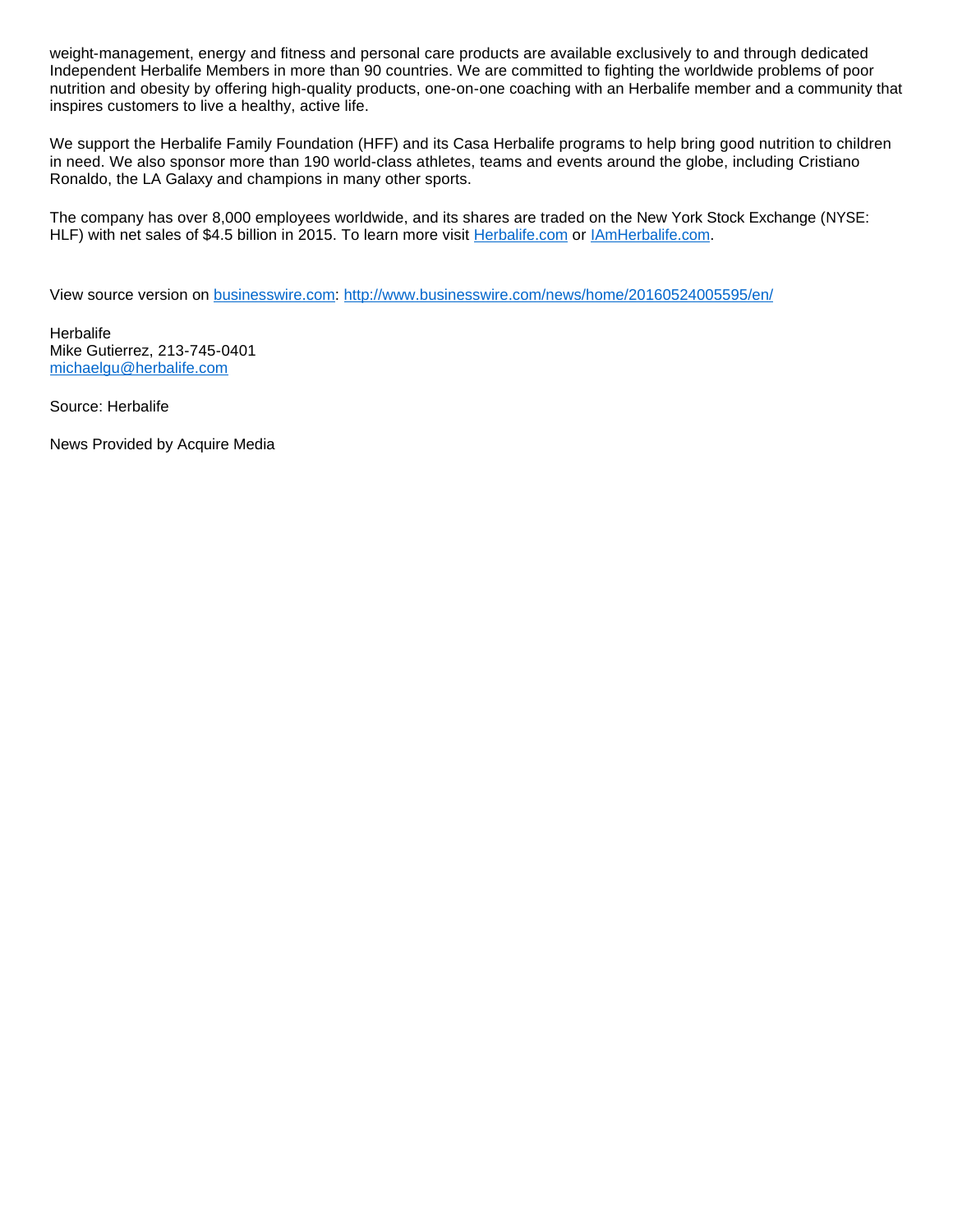weight-management, energy and fitness and personal care products are available exclusively to and through dedicated Independent Herbalife Members in more than 90 countries. We are committed to fighting the worldwide problems of poor nutrition and obesity by offering high-quality products, one-on-one coaching with an Herbalife member and a community that inspires customers to live a healthy, active life.

We support the Herbalife Family Foundation (HFF) and its Casa Herbalife programs to help bring good nutrition to children in need. We also sponsor more than 190 world-class athletes, teams and events around the globe, including Cristiano Ronaldo, the LA Galaxy and champions in many other sports.

The company has over 8,000 employees worldwide, and its shares are traded on the New York Stock Exchange (NYSE: HLF) with net sales of $4.5 billion in 2015. To learn more visit [Herbalife.com](http://Herbalife.com) or [IAmHerbalife.com](http://IAmHerbalife.com).

View source version on [businesswire.com](http://businesswire.com): [http://www.businesswire.com/news/home/20160524005595/en/](http://www.businesswire.com/news/home/20160524005595/en/)

Herbalife
Mike Gutierrez, 213-745-0401
[michaelgu@herbalife.com](mailto:michaelgu@herbalife.com)

Source: Herbalife

News Provided by Acquire Media